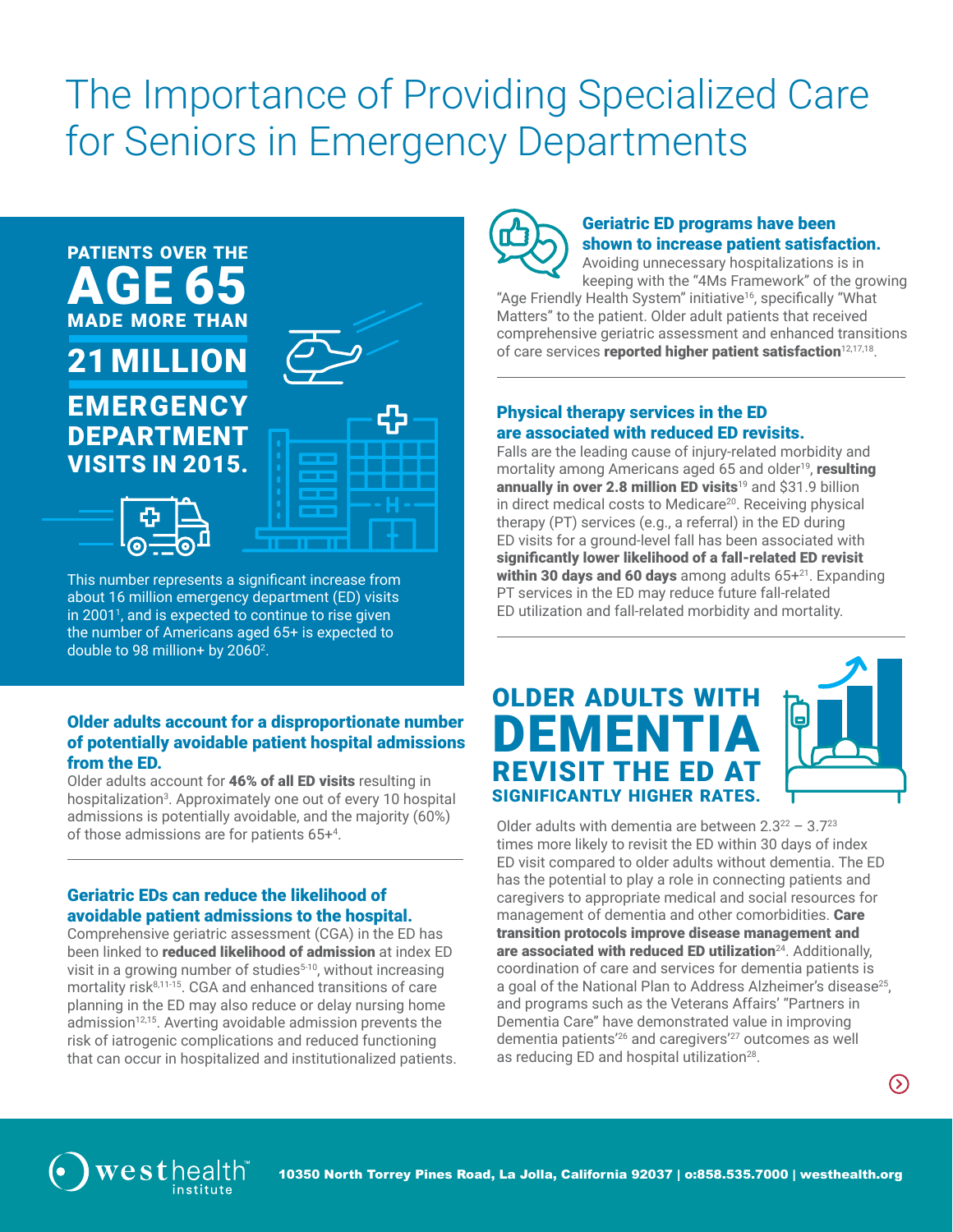# The Importance of Providing Specialized Care for Seniors in Emergency Departments

**PATIENTS OVER THE AGE 65 MADE MORE THAN 21 MILLION EMERGENCY DEPARTMENT VISITS IN 2015.**

This number represents a significant increase from about 16 million emergency department (ED) visits in 2001[1], and is expected to continue to rise given the number of Americans aged 65+ is expected to double to 98 million+ by 2060[2].

### Older adults account for a disproportionate number of potentially avoidable patient hospital admissions from the ED.

Older adults account for **46% of all ED visits** resulting in hospitalization[3]. Approximately one out of every 10 hospital admissions is potentially avoidable, and the majority (60%) of those admissions are for patients 65+[4].

### Geriatric EDs can reduce the likelihood of avoidable patient admissions to the hospital.

Comprehensive geriatric assessment (CGA) in the ED has been linked to **reduced likelihood of admission** at index ED visit in a growing number of studies[5-10], without increasing mortality risk[8,11-15]. CGA and enhanced transitions of care planning in the ED may also reduce or delay nursing home admission[12,15]. Averting avoidable admission prevents the risk of iatrogenic complications and reduced functioning that can occur in hospitalized and institutionalized patients.

### Geriatric ED programs have been shown to increase patient satisfaction.

Avoiding unnecessary hospitalizations is in keeping with the "4Ms Framework" of the growing "Age Friendly Health System" initiative[16], specifically "What Matters" to the patient. Older adult patients that received comprehensive geriatric assessment and enhanced transitions of care services **reported higher patient satisfaction**[12,17,18].

### Physical therapy services in the ED are associated with reduced ED revisits.

Falls are the leading cause of injury-related morbidity and mortality among Americans aged 65 and older[19], **resulting annually in over 2.8 million ED visits**[19] and $31.9 billion in direct medical costs to Medicare[20]. Receiving physical therapy (PT) services (e.g., a referral) in the ED during ED visits for a ground-level fall has been associated with **significantly lower likelihood of a fall-related ED revisit within 30 days and 60 days** among adults 65+[21]. Expanding PT services in the ED may reduce future fall-related ED utilization and fall-related morbidity and mortality.

**OLDER ADULTS WITH DEMENTIA REVISIT THE ED AT SIGNIFICANTLY HIGHER RATES.**

Older adults with dementia are between 2.3[22] – 3.7[23] times more likely to revisit the ED within 30 days of index ED visit compared to older adults without dementia. The ED has the potential to play a role in connecting patients and caregivers to appropriate medical and social resources for management of dementia and other comorbidities. **Care transition protocols improve disease management and are associated with reduced ED utilization**[24]. Additionally, coordination of care and services for dementia patients is a goal of the National Plan to Address Alzheimer's disease[25], and programs such as the Veterans Affairs' "Partners in Dementia Care" have demonstrated value in improving dementia patients'[26] and caregivers'[27] outcomes as well as reducing ED and hospital utilization[28].

westhealth institute

10350 North Torrey Pines Road, La Jolla, California 92037 | o:858.535.7000 | westhealth.org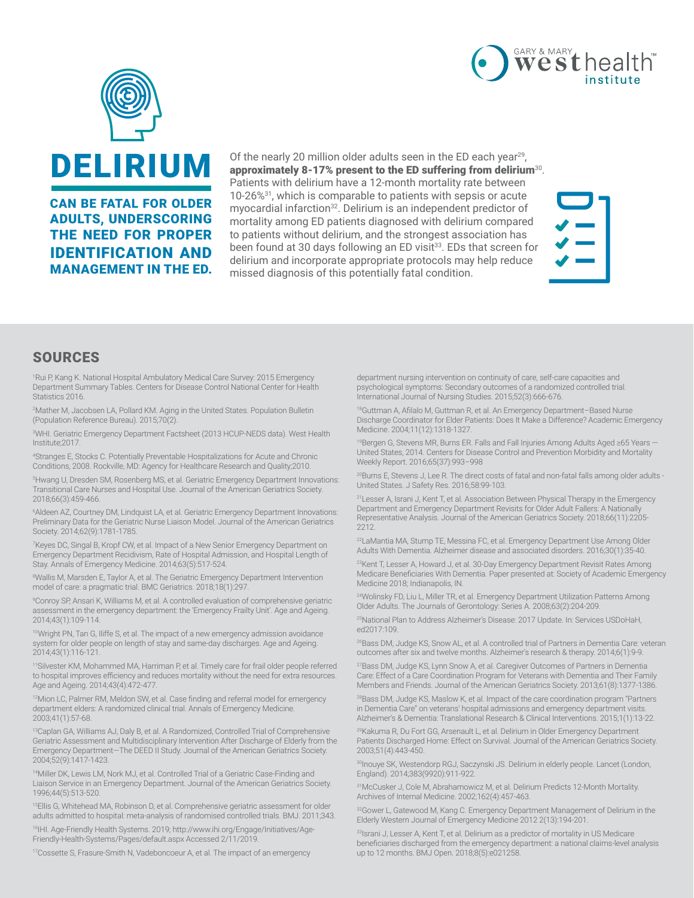# DELIRIUM

## CAN BE FATAL FOR OLDER ADULTS, UNDERSCORING THE NEED FOR PROPER IDENTIFICATION AND MANAGEMENT IN THE ED.

Of the nearly 20 million older adults seen in the ED each year[29], **approximately 8-17% present to the ED suffering from delirium**[30]. Patients with delirium have a 12-month mortality rate between 10-26%[31], which is comparable to patients with sepsis or acute myocardial infarction[32]. Delirium is an independent predictor of mortality among ED patients diagnosed with delirium compared to patients without delirium, and the strongest association has been found at 30 days following an ED visit[33]. EDs that screen for delirium and incorporate appropriate protocols may help reduce missed diagnosis of this potentially fatal condition.

## SOURCES

[1]Rui P, Kang K. National Hospital Ambulatory Medical Care Survey: 2015 Emergency Department Summary Tables. Centers for Disease Control National Center for Health Statistics 2016.

[2]Mather M, Jacobsen LA, Pollard KM. Aging in the United States. Population Bulletin (Population Reference Bureau). 2015;70(2).

[3]WHI. Geriatric Emergency Department Factsheet (2013 HCUP-NEDS data). West Health Institute;2017.

[4]Stranges E, Stocks C. Potentially Preventable Hospitalizations for Acute and Chronic Conditions, 2008. Rockville, MD: Agency for Healthcare Research and Quality;2010.

[5]Hwang U, Dresden SM, Rosenberg MS, et al. Geriatric Emergency Department Innovations: Transitional Care Nurses and Hospital Use. Journal of the American Geriatrics Society. 2018;66(3):459-466.

[6]Aldeen AZ, Courtney DM, Lindquist LA, et al. Geriatric Emergency Department Innovations: Preliminary Data for the Geriatric Nurse Liaison Model. Journal of the American Geriatrics Society. 2014;62(9):1781-1785.

[7]Keyes DC, Singal B, Kropf CW, et al. Impact of a New Senior Emergency Department on Emergency Department Recidivism, Rate of Hospital Admission, and Hospital Length of Stay. Annals of Emergency Medicine. 2014;63(5):517-524.

[8]Wallis M, Marsden E, Taylor A, et al. The Geriatric Emergency Department Intervention model of care: a pragmatic trial. BMC Geriatrics. 2018;18(1):297.

[9]Conroy SP, Ansari K, Williams M, et al. A controlled evaluation of comprehensive geriatric assessment in the emergency department: the 'Emergency Frailty Unit'. Age and Ageing. 2014;43(1):109-114.

[10]Wright PN, Tan G, Iliffe S, et al. The impact of a new emergency admission avoidance system for older people on length of stay and same-day discharges. Age and Ageing. 2014;43(1):116-121.

[11]Silvester KM, Mohammed MA, Harriman P, et al. Timely care for frail older people referred to hospital improves efficiency and reduces mortality without the need for extra resources. Age and Ageing. 2014;43(4):472-477.

[12]Mion LC, Palmer RM, Meldon SW, et al. Case finding and referral model for emergency department elders: A randomized clinical trial. Annals of Emergency Medicine. 2003;41(1):57-68.

[13]Caplan GA, Williams AJ, Daly B, et al. A Randomized, Controlled Trial of Comprehensive Geriatric Assessment and Multidisciplinary Intervention After Discharge of Elderly from the Emergency Department—The DEED II Study. Journal of the American Geriatrics Society. 2004;52(9):1417-1423.

[14]Miller DK, Lewis LM, Nork MJ, et al. Controlled Trial of a Geriatric Case-Finding and Liaison Service in an Emergency Department. Journal of the American Geriatrics Society. 1996;44(5):513-520.

[15]Ellis G, Whitehead MA, Robinson D, et al. Comprehensive geriatric assessment for older adults admitted to hospital: meta-analysis of randomised controlled trials. BMJ. 2011;343.

[16]IHI. Age-Friendly Health Systems. 2019; http://www.ihi.org/Engage/Initiatives/Age-Friendly-Health-Systems/Pages/default.aspx Accessed 2/11/2019.

[17]Cossette S, Frasure-Smith N, Vadeboncoeur A, et al. The impact of an emergency department nursing intervention on continuity of care, self-care capacities and psychological symptoms: Secondary outcomes of a randomized controlled trial. International Journal of Nursing Studies. 2015;52(3):666-676.

[18]Guttman A, Afilalo M, Guttman R, et al. An Emergency Department–Based Nurse Discharge Coordinator for Elder Patients: Does It Make a Difference? Academic Emergency Medicine. 2004;11(12):1318-1327.

[19]Bergen G, Stevens MR, Burns ER. Falls and Fall Injuries Among Adults Aged ≥65 Years — United States, 2014. Centers for Disease Control and Prevention Morbidity and Mortality Weekly Report. 2016;65(37):993–998

[20]Burns E, Stevens J, Lee R. The direct costs of fatal and non-fatal falls among older adults - United States. J Safety Res. 2016;58:99-103.

[21]Lesser A, Israni J, Kent T, et al. Association Between Physical Therapy in the Emergency Department and Emergency Department Revisits for Older Adult Fallers: A Nationally Representative Analysis. Journal of the American Geriatrics Society. 2018;66(11):2205-2212.

[22]LaMantia MA, Stump TE, Messina FC, et al. Emergency Department Use Among Older Adults With Dementia. Alzheimer disease and associated disorders. 2016;30(1):35-40.

[23]Kent T, Lesser A, Howard J, et al. 30-Day Emergency Department Revisit Rates Among Medicare Beneficiaries With Dementia. Paper presented at: Society of Academic Emergency Medicine 2018; Indianapolis, IN.

[24]Wolinsky FD, Liu L, Miller TR, et al. Emergency Department Utilization Patterns Among Older Adults. The Journals of Gerontology: Series A. 2008;63(2):204-209.

[25]National Plan to Address Alzheimer's Disease: 2017 Update. In: Services USDoHaH, ed2017:109.

[26]Bass DM, Judge KS, Snow AL, et al. A controlled trial of Partners in Dementia Care: veteran outcomes after six and twelve months. Alzheimer's research & therapy. 2014;6(1):9-9.

[27]Bass DM, Judge KS, Lynn Snow A, et al. Caregiver Outcomes of Partners in Dementia Care: Effect of a Care Coordination Program for Veterans with Dementia and Their Family Members and Friends. Journal of the American Geriatrics Society. 2013;61(8):1377-1386.

[28]Bass DM, Judge KS, Maslow K, et al. Impact of the care coordination program "Partners in Dementia Care" on veterans' hospital admissions and emergency department visits. Alzheimer's & Dementia: Translational Research & Clinical Interventions. 2015;1(1):13-22.

[29]Kakuma R, Du Fort GG, Arsenault L, et al. Delirium in Older Emergency Department Patients Discharged Home: Effect on Survival. Journal of the American Geriatrics Society. 2003;51(4):443-450.

[30]Inouye SK, Westendorp RGJ, Saczynski JS. Delirium in elderly people. Lancet (London, England). 2014;383(9920):911-922.

[31]McCusker J, Cole M, Abrahamowicz M, et al. Delirium Predicts 12-Month Mortality. Archives of Internal Medicine. 2002;162(4):457-463.

[32]Gower L, Gatewood M, Kang C. Emergency Department Management of Delirium in the Elderly Western Journal of Emergency Medicine 2012 2(13):194-201.

[33]Israni J, Lesser A, Kent T, et al. Delirium as a predictor of mortality in US Medicare beneficiaries discharged from the emergency department: a national claims-level analysis up to 12 months. BMJ Open. 2018;8(5):e021258.